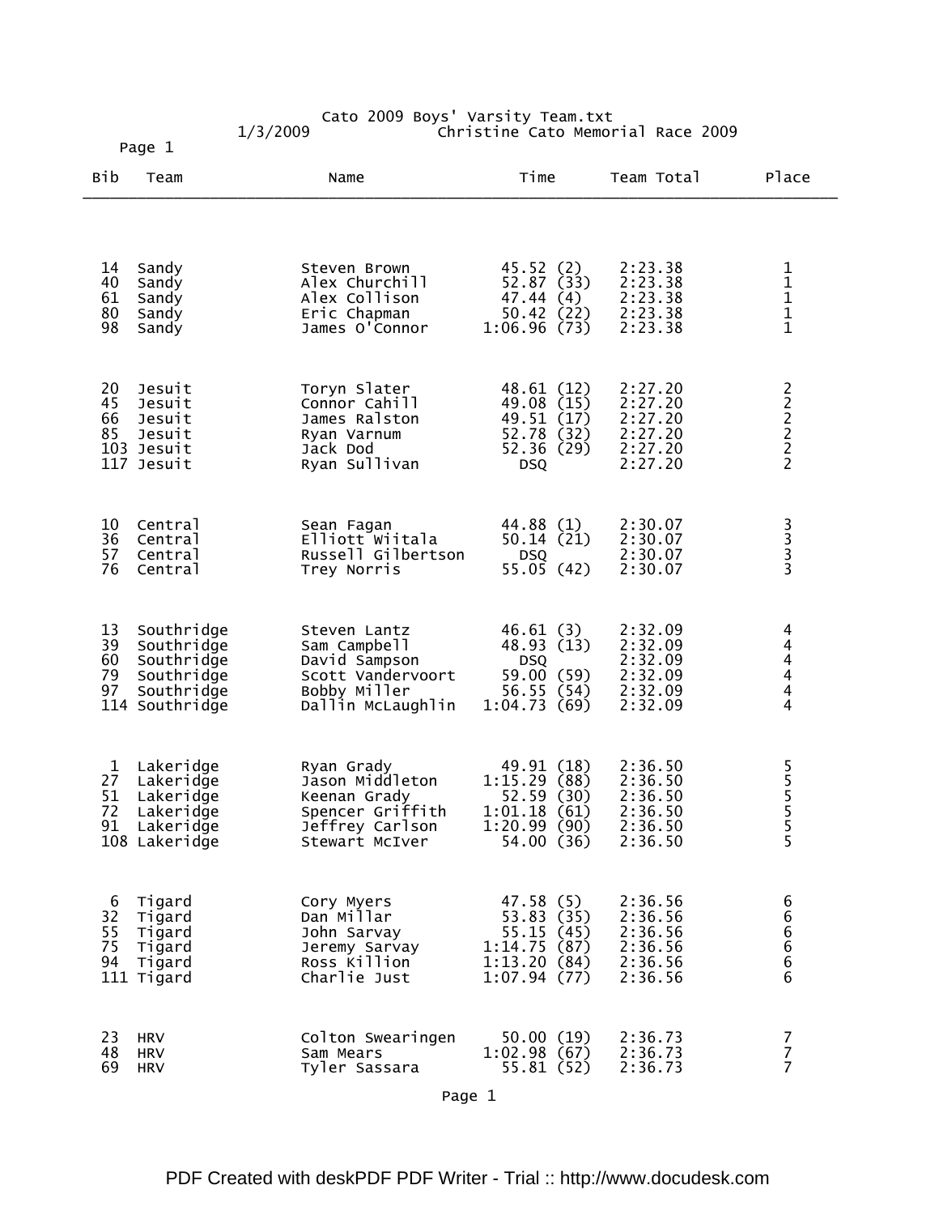Cato 2009 Boys' Varsity Team.txt

1/3/2009 Christine Cato Memorial Race 2009

| Bib | Team | Name | Time | Team Total | Place |
|---|---|---|---|---|---|
| 14 | Sandy | Steven Brown | 45.52 (2) | 2:23.38 | 1 |
| 40 | Sandy | Alex Churchill | 52.87 (33) | 2:23.38 | 1 |
| 61 | Sandy | Alex Collison | 47.44 (4) | 2:23.38 | 1 |
| 80 | Sandy | Eric Chapman | 50.42 (22) | 2:23.38 | 1 |
| 98 | Sandy | James O'Connor | 1:06.96 (73) | 2:23.38 | 1 |
| 20 | Jesuit | Toryn Slater | 48.61 (12) | 2:27.20 | 2 |
| 45 | Jesuit | Connor Cahill | 49.08 (15) | 2:27.20 | 2 |
| 66 | Jesuit | James Ralston | 49.51 (17) | 2:27.20 | 2 |
| 85 | Jesuit | Ryan Varnum | 52.78 (32) | 2:27.20 | 2 |
| 103 | Jesuit | Jack Dod | 52.36 (29) | 2:27.20 | 2 |
| 117 | Jesuit | Ryan Sullivan | DSQ | 2:27.20 | 2 |
| 10 | Central | Sean Fagan | 44.88 (1) | 2:30.07 | 3 |
| 36 | Central | Elliott Wiitala | 50.14 (21) | 2:30.07 | 3 |
| 57 | Central | Russell Gilbertson | DSQ | 2:30.07 | 3 |
| 76 | Central | Trey Norris | 55.05 (42) | 2:30.07 | 3 |
| 13 | Southridge | Steven Lantz | 46.61 (3) | 2:32.09 | 4 |
| 39 | Southridge | Sam Campbell | 48.93 (13) | 2:32.09 | 4 |
| 60 | Southridge | David Sampson | DSQ | 2:32.09 | 4 |
| 79 | Southridge | Scott Vandervoort | 59.00 (59) | 2:32.09 | 4 |
| 97 | Southridge | Bobby Miller | 56.55 (54) | 2:32.09 | 4 |
| 114 | Southridge | Dallin McLaughlin | 1:04.73 (69) | 2:32.09 | 4 |
| 1 | Lakeridge | Ryan Grady | 49.91 (18) | 2:36.50 | 5 |
| 27 | Lakeridge | Jason Middleton | 1:15.29 (88) | 2:36.50 | 5 |
| 51 | Lakeridge | Keenan Grady | 52.59 (30) | 2:36.50 | 5 |
| 72 | Lakeridge | Spencer Griffith | 1:01.18 (61) | 2:36.50 | 5 |
| 91 | Lakeridge | Jeffrey Carlson | 1:20.99 (90) | 2:36.50 | 5 |
| 108 | Lakeridge | Stewart McIver | 54.00 (36) | 2:36.50 | 5 |
| 6 | Tigard | Cory Myers | 47.58 (5) | 2:36.56 | 6 |
| 32 | Tigard | Dan Millar | 53.83 (35) | 2:36.56 | 6 |
| 55 | Tigard | John Sarvay | 55.15 (45) | 2:36.56 | 6 |
| 75 | Tigard | Jeremy Sarvay | 1:14.75 (87) | 2:36.56 | 6 |
| 94 | Tigard | Ross Killion | 1:13.20 (84) | 2:36.56 | 6 |
| 111 | Tigard | Charlie Just | 1:07.94 (77) | 2:36.56 | 6 |
| 23 | HRV | Colton Swearingen | 50.00 (19) | 2:36.73 | 7 |
| 48 | HRV | Sam Mears | 1:02.98 (67) | 2:36.73 | 7 |
| 69 | HRV | Tyler Sassara | 55.81 (52) | 2:36.73 | 7 |

PDF Created with deskPDF PDF Writer - Trial :: http://www.docudesk.com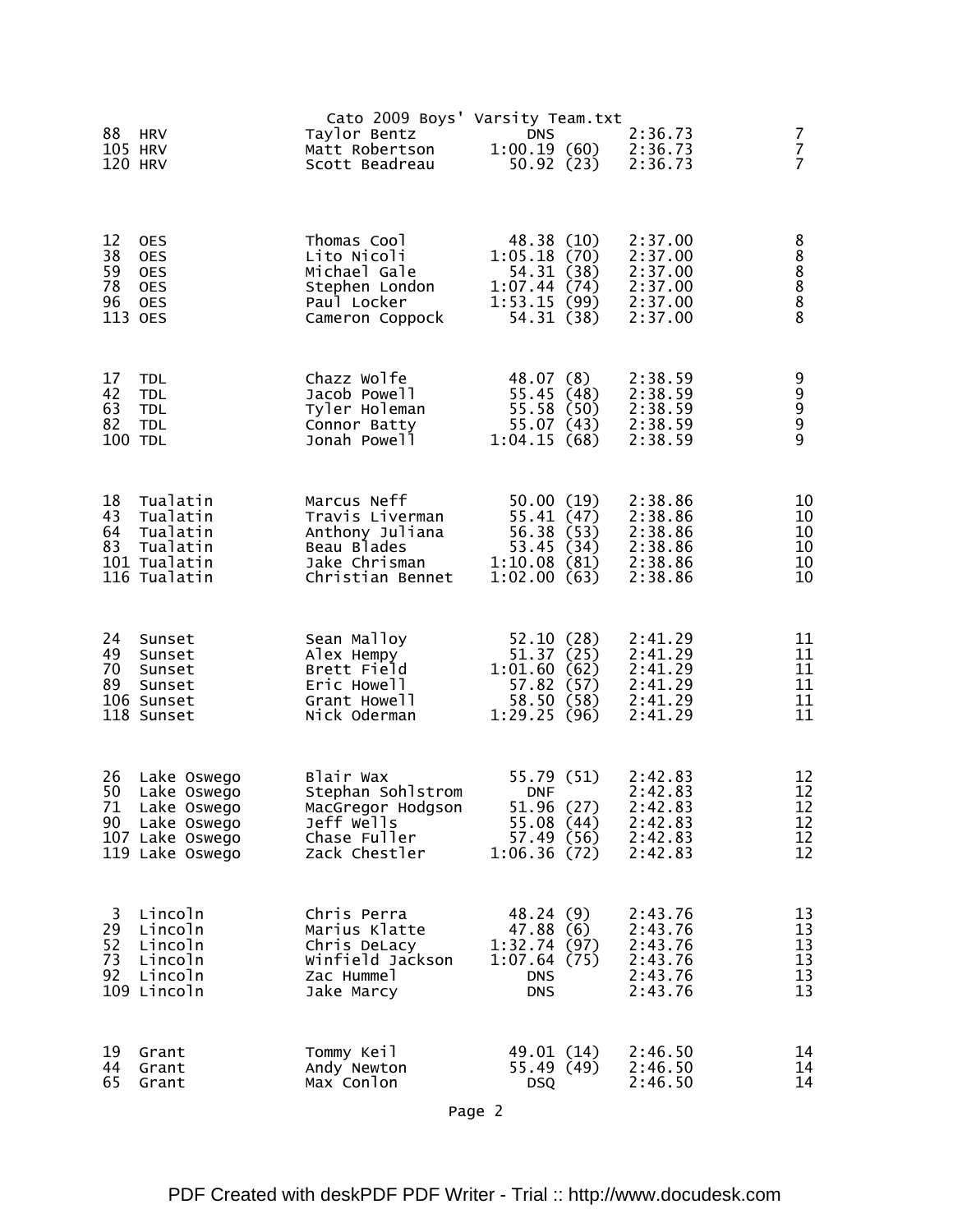| | | | | | |
|---|---|---|---|---|---|
| 88 | HRV | Taylor Bentz | DNS | 2:36.73 | 7 |
| 105 | HRV | Matt Robertson | 1:00.19 (60) | 2:36.73 | 7 |
| 120 | HRV | Scott Beadreau | 50.92 (23) | 2:36.73 | 7 |
| | | | | | |
| 12 | OES | Thomas Cool | 48.38 (10) | 2:37.00 | 8 |
| 38 | OES | Lito Nicoli | 1:05.18 (70) | 2:37.00 | 8 |
| 59 | OES | Michael Gale | 54.31 (38) | 2:37.00 | 8 |
| 78 | OES | Stephen London | 1:07.44 (74) | 2:37.00 | 8 |
| 96 | OES | Paul Locker | 1:53.15 (99) | 2:37.00 | 8 |
| 113 | OES | Cameron Coppock | 54.31 (38) | 2:37.00 | 8 |
| | | | | | |
| 17 | TDL | Chazz Wolfe | 48.07 (8) | 2:38.59 | 9 |
| 42 | TDL | Jacob Powell | 55.45 (48) | 2:38.59 | 9 |
| 63 | TDL | Tyler Holeman | 55.58 (50) | 2:38.59 | 9 |
| 82 | TDL | Connor Batty | 55.07 (43) | 2:38.59 | 9 |
| 100 | TDL | Jonah Powell | 1:04.15 (68) | 2:38.59 | 9 |
| | | | | | |
| 18 | Tualatin | Marcus Neff | 50.00 (19) | 2:38.86 | 10 |
| 43 | Tualatin | Travis Liverman | 55.41 (47) | 2:38.86 | 10 |
| 64 | Tualatin | Anthony Juliana | 56.38 (53) | 2:38.86 | 10 |
| 83 | Tualatin | Beau Blades | 53.45 (34) | 2:38.86 | 10 |
| 101 | Tualatin | Jake Chrisman | 1:10.08 (81) | 2:38.86 | 10 |
| 116 | Tualatin | Christian Bennet | 1:02.00 (63) | 2:38.86 | 10 |
| | | | | | |
| 24 | Sunset | Sean Malloy | 52.10 (28) | 2:41.29 | 11 |
| 49 | Sunset | Alex Hempy | 51.37 (25) | 2:41.29 | 11 |
| 70 | Sunset | Brett Field | 1:01.60 (62) | 2:41.29 | 11 |
| 89 | Sunset | Eric Howell | 57.82 (57) | 2:41.29 | 11 |
| 106 | Sunset | Grant Howell | 58.50 (58) | 2:41.29 | 11 |
| 118 | Sunset | Nick Oderman | 1:29.25 (96) | 2:41.29 | 11 |
| | | | | | |
| 26 | Lake Oswego | Blair Wax | 55.79 (51) | 2:42.83 | 12 |
| 50 | Lake Oswego | Stephan Sohlstrom | DNF | 2:42.83 | 12 |
| 71 | Lake Oswego | MacGregor Hodgson | 51.96 (27) | 2:42.83 | 12 |
| 90 | Lake Oswego | Jeff Wells | 55.08 (44) | 2:42.83 | 12 |
| 107 | Lake Oswego | Chase Fuller | 57.49 (56) | 2:42.83 | 12 |
| 119 | Lake Oswego | Zack Chestler | 1:06.36 (72) | 2:42.83 | 12 |
| | | | | | |
| 3 | Lincoln | Chris Perra | 48.24 (9) | 2:43.76 | 13 |
| 29 | Lincoln | Marius Klatte | 47.88 (6) | 2:43.76 | 13 |
| 52 | Lincoln | Chris DeLacy | 1:32.74 (97) | 2:43.76 | 13 |
| 73 | Lincoln | Winfield Jackson | 1:07.64 (75) | 2:43.76 | 13 |
| 92 | Lincoln | Zac Hummel | DNS | 2:43.76 | 13 |
| 109 | Lincoln | Jake Marcy | DNS | 2:43.76 | 13 |
| | | | | | |
| 19 | Grant | Tommy Keil | 49.01 (14) | 2:46.50 | 14 |
| 44 | Grant | Andy Newton | 55.49 (49) | 2:46.50 | 14 |
| 65 | Grant | Max Conlon | DSQ | 2:46.50 | 14 |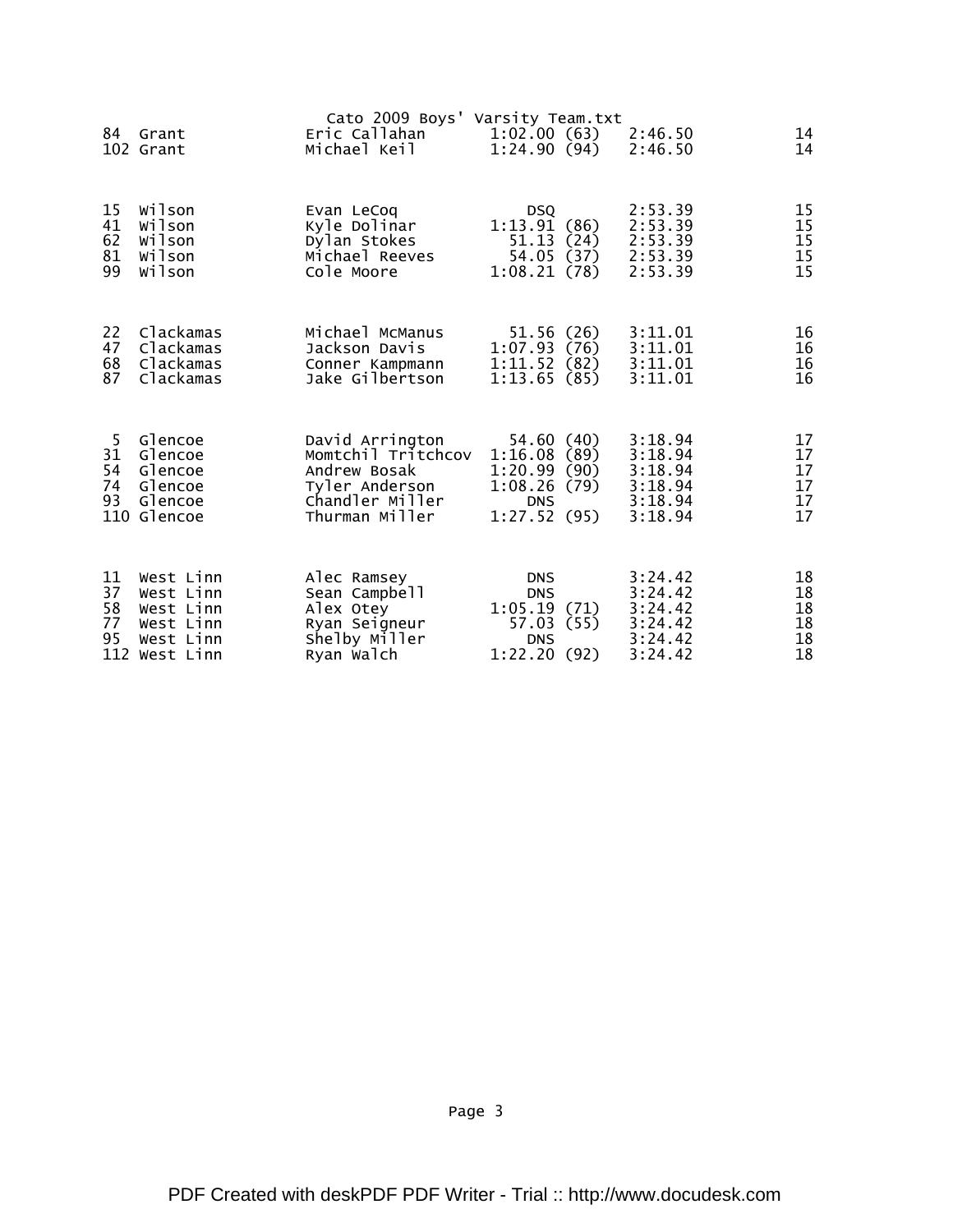| | | | | | |
|---|---|---|---|---|---|
| 84 | Grant | Eric Callahan | 1:02.00 (63) | 2:46.50 | 14 |
| 102 | Grant | Michael Keil | 1:24.90 (94) | 2:46.50 | 14 |
| | | | | | |
| 15 | Wilson | Evan LeCoq | DSQ | 2:53.39 | 15 |
| 41 | Wilson | Kyle Dolinar | 1:13.91 (86) | 2:53.39 | 15 |
| 62 | Wilson | Dylan Stokes | 51.13 (24) | 2:53.39 | 15 |
| 81 | Wilson | Michael Reeves | 54.05 (37) | 2:53.39 | 15 |
| 99 | Wilson | Cole Moore | 1:08.21 (78) | 2:53.39 | 15 |
| | | | | | |
| 22 | Clackamas | Michael McManus | 51.56 (26) | 3:11.01 | 16 |
| 47 | Clackamas | Jackson Davis | 1:07.93 (76) | 3:11.01 | 16 |
| 68 | Clackamas | Conner Kampmann | 1:11.52 (82) | 3:11.01 | 16 |
| 87 | Clackamas | Jake Gilbertson | 1:13.65 (85) | 3:11.01 | 16 |
| | | | | | |
| 5 | Glencoe | David Arrington | 54.60 (40) | 3:18.94 | 17 |
| 31 | Glencoe | Momtchil Tritchcov | 1:16.08 (89) | 3:18.94 | 17 |
| 54 | Glencoe | Andrew Bosak | 1:20.99 (90) | 3:18.94 | 17 |
| 74 | Glencoe | Tyler Anderson | 1:08.26 (79) | 3:18.94 | 17 |
| 93 | Glencoe | Chandler Miller | DNS | 3:18.94 | 17 |
| 110 | Glencoe | Thurman Miller | 1:27.52 (95) | 3:18.94 | 17 |
| | | | | | |
| 11 | West Linn | Alec Ramsey | DNS | 3:24.42 | 18 |
| 37 | West Linn | Sean Campbell | DNS | 3:24.42 | 18 |
| 58 | West Linn | Alex Otey | 1:05.19 (71) | 3:24.42 | 18 |
| 77 | West Linn | Ryan Seigneur | 57.03 (55) | 3:24.42 | 18 |
| 95 | West Linn | Shelby Miller | DNS | 3:24.42 | 18 |
| 112 | West Linn | Ryan Walch | 1:22.20 (92) | 3:24.42 | 18 |